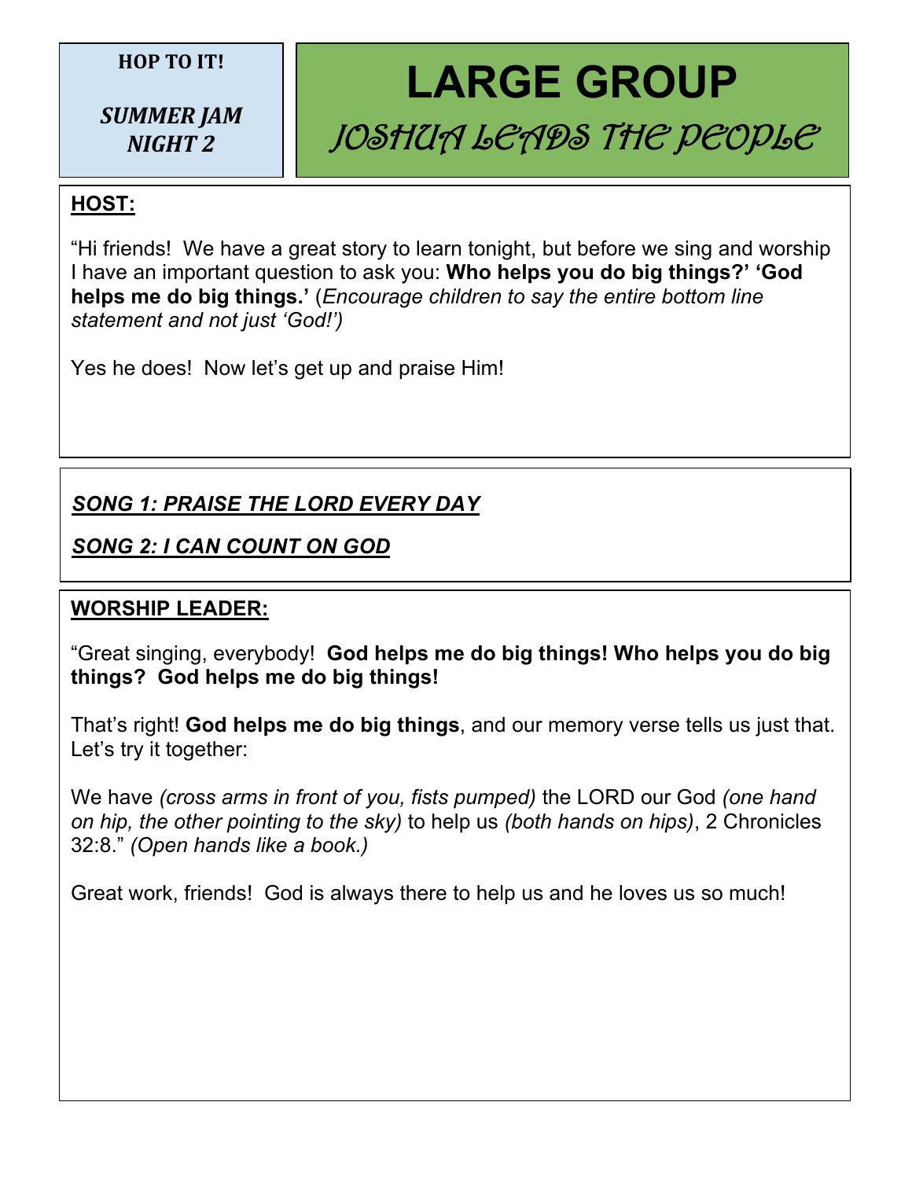**HOP TO IT!**

***SUMMER JAM NIGHT 2***

# LARGE GROUP

## *JOSHUA LEADS THE PEOPLE*

**HOST:**

"Hi friends! We have a great story to learn tonight, but before we sing and worship I have an important question to ask you: **Who helps you do big things?' 'God helps me do big things.'** (*Encourage children to say the entire bottom line statement and not just 'God!')*

Yes he does! Now let's get up and praise Him!

***SONG 1: PRAISE THE LORD EVERY DAY***

***SONG 2: I CAN COUNT ON GOD***

**WORSHIP LEADER:**

"Great singing, everybody! **God helps me do big things! Who helps you do big things? God helps me do big things!**

That's right! **God helps me do big things**, and our memory verse tells us just that. Let's try it together:

We have *(cross arms in front of you, fists pumped)* the LORD our God *(one hand on hip, the other pointing to the sky)* to help us *(both hands on hips)*, 2 Chronicles 32:8." *(Open hands like a book.)*

Great work, friends! God is always there to help us and he loves us so much!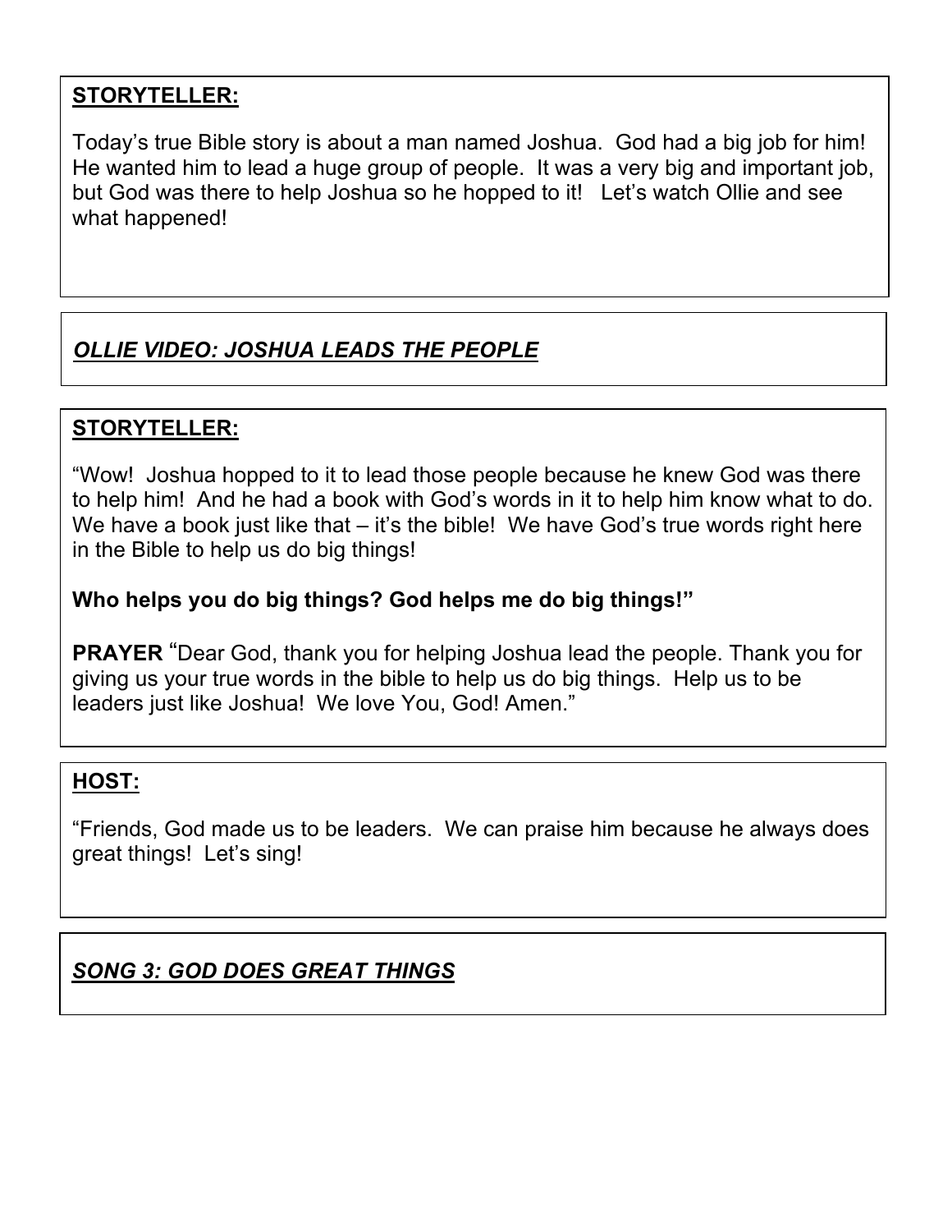**STORYTELLER:**

Today's true Bible story is about a man named Joshua. God had a big job for him! He wanted him to lead a huge group of people. It was a very big and important job, but God was there to help Joshua so he hopped to it! Let's watch Ollie and see what happened!

***OLLIE VIDEO: JOSHUA LEADS THE PEOPLE***

**STORYTELLER:**

"Wow! Joshua hopped to it to lead those people because he knew God was there to help him! And he had a book with God's words in it to help him know what to do. We have a book just like that – it's the bible! We have God's true words right here in the Bible to help us do big things!

**Who helps you do big things? God helps me do big things!"**

**PRAYER** "Dear God, thank you for helping Joshua lead the people. Thank you for giving us your true words in the bible to help us do big things. Help us to be leaders just like Joshua! We love You, God! Amen."

**HOST:**

"Friends, God made us to be leaders. We can praise him because he always does great things! Let's sing!

***SONG 3: GOD DOES GREAT THINGS***